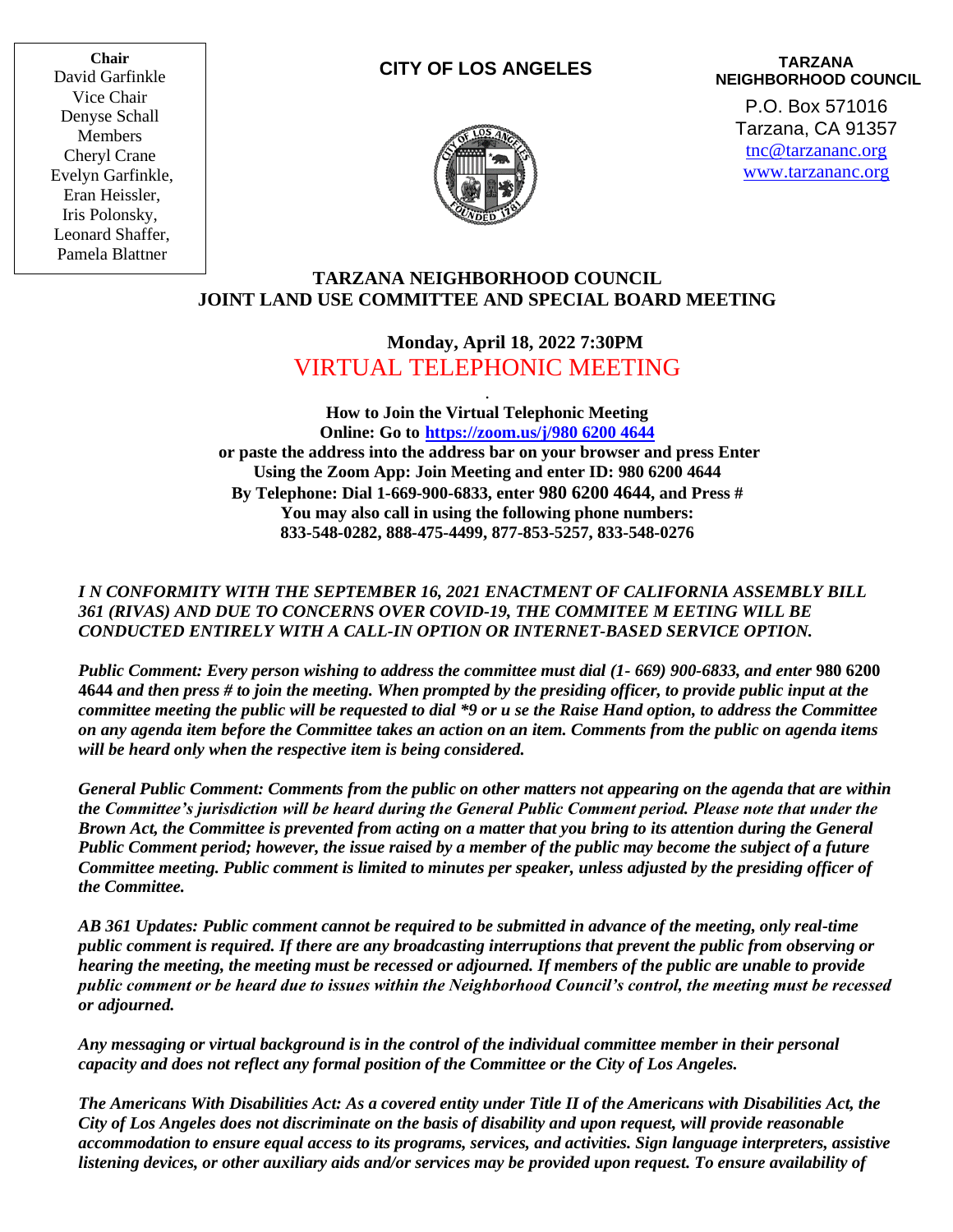**Chair**
David Garfinkle
Vice Chair
Denyse Schall
Members
Cheryl Crane
Evelyn Garfinkle,
Eran Heissler,
Iris Polonsky,
Leonard Shaffer,
Pamela Blattner

**CITY OF LOS ANGELES**

**TARZANA NEIGHBORHOOD COUNCIL**
P.O. Box 571016
Tarzana, CA 91357
tnc@tarzananc.org
www.tarzananc.org

# TARZANA NEIGHBORHOOD COUNCIL
# JOINT LAND USE COMMITTEE AND SPECIAL BOARD MEETING

**Monday, April 18, 2022 7:30PM**

## VIRTUAL TELEPHONIC MEETING

**How to Join the Virtual Telephonic Meeting**
**Online: Go to https://zoom.us/j/980 6200 4644**
**or paste the address into the address bar on your browser and press Enter**
**Using the Zoom App: Join Meeting and enter ID: 980 6200 4644**
**By Telephone: Dial 1-669-900-6833, enter 980 6200 4644, and Press #**
**You may also call in using the following phone numbers:**
**833-548-0282, 888-475-4499, 877-853-5257, 833-548-0276**

***I N CONFORMITY WITH THE SEPTEMBER 16, 2021 ENACTMENT OF CALIFORNIA ASSEMBLY BILL 361 (RIVAS) AND DUE TO CONCERNS OVER COVID-19, THE COMMITEE M EETING WILL BE CONDUCTED ENTIRELY WITH A CALL-IN OPTION OR INTERNET-BASED SERVICE OPTION.***

***Public Comment: Every person wishing to address the committee must dial (1- 669) 900-6833, and enter* 980 6200 4644 *and then press # to join the meeting. When prompted by the presiding officer, to provide public input at the committee meeting the public will be requested to dial \*9 or u se the Raise Hand option, to address the Committee on any agenda item before the Committee takes an action on an item. Comments from the public on agenda items will be heard only when the respective item is being considered.***

***General Public Comment: Comments from the public on other matters not appearing on the agenda that are within the Committee's jurisdiction will be heard during the General Public Comment period. Please note that under the Brown Act, the Committee is prevented from acting on a matter that you bring to its attention during the General Public Comment period; however, the issue raised by a member of the public may become the subject of a future Committee meeting. Public comment is limited to minutes per speaker, unless adjusted by the presiding officer of the Committee.***

***AB 361 Updates: Public comment cannot be required to be submitted in advance of the meeting, only real-time public comment is required. If there are any broadcasting interruptions that prevent the public from observing or hearing the meeting, the meeting must be recessed or adjourned. If members of the public are unable to provide public comment or be heard due to issues within the Neighborhood Council's control, the meeting must be recessed or adjourned.***

***Any messaging or virtual background is in the control of the individual committee member in their personal capacity and does not reflect any formal position of the Committee or the City of Los Angeles.***

***The Americans With Disabilities Act: As a covered entity under Title II of the Americans with Disabilities Act, the City of Los Angeles does not discriminate on the basis of disability and upon request, will provide reasonable accommodation to ensure equal access to its programs, services, and activities. Sign language interpreters, assistive listening devices, or other auxiliary aids and/or services may be provided upon request. To ensure availability of***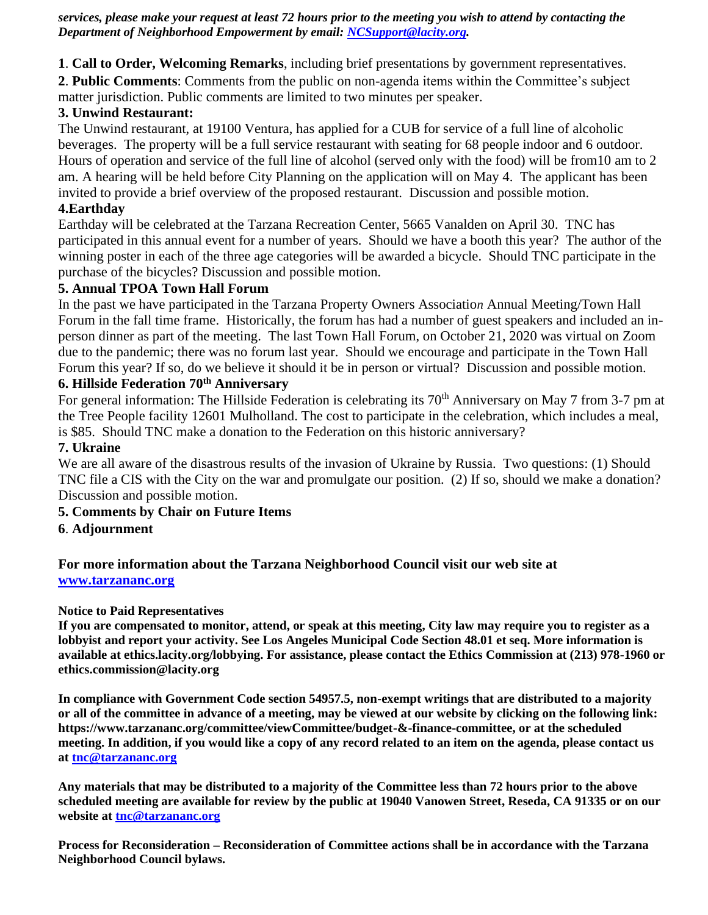***services, please make your request at least 72 hours prior to the meeting you wish to attend by contacting the Department of Neighborhood Empowerment by email: [NCSupport@lacity.org](mailto:NCSupport@lacity.org).***

**1**. **Call to Order, Welcoming Remarks**, including brief presentations by government representatives.

**2**. **Public Comments**: Comments from the public on non-agenda items within the Committee's subject matter jurisdiction. Public comments are limited to two minutes per speaker.

**3. Unwind Restaurant:**

The Unwind restaurant, at 19100 Ventura, has applied for a CUB for service of a full line of alcoholic beverages. The property will be a full service restaurant with seating for 68 people indoor and 6 outdoor. Hours of operation and service of the full line of alcohol (served only with the food) will be from10 am to 2 am. A hearing will be held before City Planning on the application will on May 4. The applicant has been invited to provide a brief overview of the proposed restaurant. Discussion and possible motion.

**4.Earthday**

Earthday will be celebrated at the Tarzana Recreation Center, 5665 Vanalden on April 30. TNC has participated in this annual event for a number of years. Should we have a booth this year? The author of the winning poster in each of the three age categories will be awarded a bicycle. Should TNC participate in the purchase of the bicycles? Discussion and possible motion.

**5. Annual TPOA Town Hall Forum**

In the past we have participated in the Tarzana Property Owners Associatio*n* Annual Meeting/Town Hall Forum in the fall time frame. Historically, the forum has had a number of guest speakers and included an in-person dinner as part of the meeting. The last Town Hall Forum, on October 21, 2020 was virtual on Zoom due to the pandemic; there was no forum last year. Should we encourage and participate in the Town Hall Forum this year? If so, do we believe it should it be in person or virtual? Discussion and possible motion.

**6. Hillside Federation 70th Anniversary**

For general information: The Hillside Federation is celebrating its 70th Anniversary on May 7 from 3-7 pm at the Tree People facility 12601 Mulholland. The cost to participate in the celebration, which includes a meal, is $85. Should TNC make a donation to the Federation on this historic anniversary?

**7. Ukraine**

We are all aware of the disastrous results of the invasion of Ukraine by Russia. Two questions: (1) Should TNC file a CIS with the City on the war and promulgate our position. (2) If so, should we make a donation? Discussion and possible motion.

**5. Comments by Chair on Future Items**

**6**. **Adjournment**

**For more information about the Tarzana Neighborhood Council visit our web site at [www.tarzananc.org](http://www.tarzananc.org)**

**Notice to Paid Representatives**

**If you are compensated to monitor, attend, or speak at this meeting, City law may require you to register as a lobbyist and report your activity. See Los Angeles Municipal Code Section 48.01 et seq. More information is available at ethics.lacity.org/lobbying. For assistance, please contact the Ethics Commission at (213) 978-1960 or ethics.commission@lacity.org**

**In compliance with Government Code section 54957.5, non-exempt writings that are distributed to a majority or all of the committee in advance of a meeting, may be viewed at our website by clicking on the following link: https://www.tarzananc.org/committee/viewCommittee/budget-&-finance-committee, or at the scheduled meeting. In addition, if you would like a copy of any record related to an item on the agenda, please contact us at [tnc@tarzananc.org](mailto:tnc@tarzananc.org)**

**Any materials that may be distributed to a majority of the Committee less than 72 hours prior to the above scheduled meeting are available for review by the public at 19040 Vanowen Street, Reseda, CA 91335 or on our website at [tnc@tarzananc.org](mailto:tnc@tarzananc.org)**

**Process for Reconsideration – Reconsideration of Committee actions shall be in accordance with the Tarzana Neighborhood Council bylaws.**